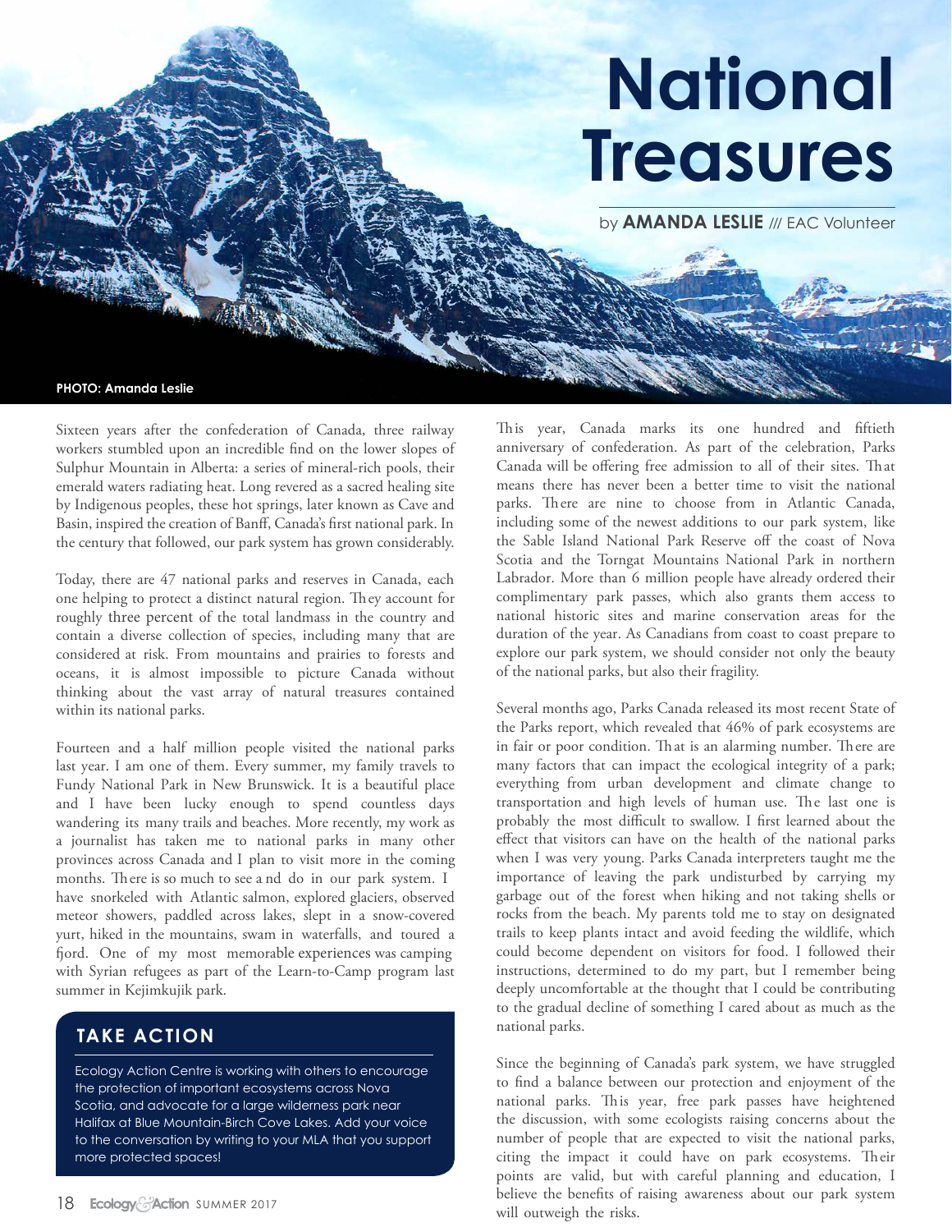# National Treasures

by **AMANDA LESLIE** /// EAC Volunteer

**PHOTO: Amanda Leslie**

Sixteen years after the confederation of Canada, three railway workers stumbled upon an incredible find on the lower slopes of Sulphur Mountain in Alberta: a series of mineral-rich pools, their emerald waters radiating heat. Long revered as a sacred healing site by Indigenous peoples, these hot springs, later known as Cave and Basin, inspired the creation of Banff, Canada's first national park. In the century that followed, our park system has grown considerably.

Today, there are 47 national parks and reserves in Canada, each one helping to protect a distinct natural region. They account for roughly three percent of the total landmass in the country and contain a diverse collection of species, including many that are considered at risk. From mountains and prairies to forests and oceans, it is almost impossible to picture Canada without thinking about the vast array of natural treasures contained within its national parks.

Fourteen and a half million people visited the national parks last year. I am one of them. Every summer, my family travels to Fundy National Park in New Brunswick. It is a beautiful place and I have been lucky enough to spend countless days wandering its many trails and beaches. More recently, my work as a journalist has taken me to national parks in many other provinces across Canada and I plan to visit more in the coming months. There is so much to see and do in our park system. I have snorkeled with Atlantic salmon, explored glaciers, observed meteor showers, paddled across lakes, slept in a snow-covered yurt, hiked in the mountains, swam in waterfalls, and toured a fjord. One of my most memorable experiences was camping with Syrian refugees as part of the Learn-to-Camp program last summer in Kejimkujik park.

## TAKE ACTION

Ecology Action Centre is working with others to encourage the protection of important ecosystems across Nova Scotia, and advocate for a large wilderness park near Halifax at Blue Mountain-Birch Cove Lakes. Add your voice to the conversation by writing to your MLA that you support more protected spaces!

This year, Canada marks its one hundred and fiftieth anniversary of confederation. As part of the celebration, Parks Canada will be offering free admission to all of their sites. That means there has never been a better time to visit the national parks. There are nine to choose from in Atlantic Canada, including some of the newest additions to our park system, like the Sable Island National Park Reserve off the coast of Nova Scotia and the Torngat Mountains National Park in northern Labrador. More than 6 million people have already ordered their complimentary park passes, which also grants them access to national historic sites and marine conservation areas for the duration of the year. As Canadians from coast to coast prepare to explore our park system, we should consider not only the beauty of the national parks, but also their fragility.

Several months ago, Parks Canada released its most recent State of the Parks report, which revealed that 46% of park ecosystems are in fair or poor condition. That is an alarming number. There are many factors that can impact the ecological integrity of a park; everything from urban development and climate change to transportation and high levels of human use. The last one is probably the most difficult to swallow. I first learned about the effect that visitors can have on the health of the national parks when I was very young. Parks Canada interpreters taught me the importance of leaving the park undisturbed by carrying my garbage out of the forest when hiking and not taking shells or rocks from the beach. My parents told me to stay on designated trails to keep plants intact and avoid feeding the wildlife, which could become dependent on visitors for food. I followed their instructions, determined to do my part, but I remember being deeply uncomfortable at the thought that I could be contributing to the gradual decline of something I cared about as much as the national parks.

Since the beginning of Canada's park system, we have struggled to find a balance between our protection and enjoyment of the national parks. This year, free park passes have heightened the discussion, with some ecologists raising concerns about the number of people that are expected to visit the national parks, citing the impact it could have on park ecosystems. Their points are valid, but with careful planning and education, I believe the benefits of raising awareness about our park system will outweigh the risks.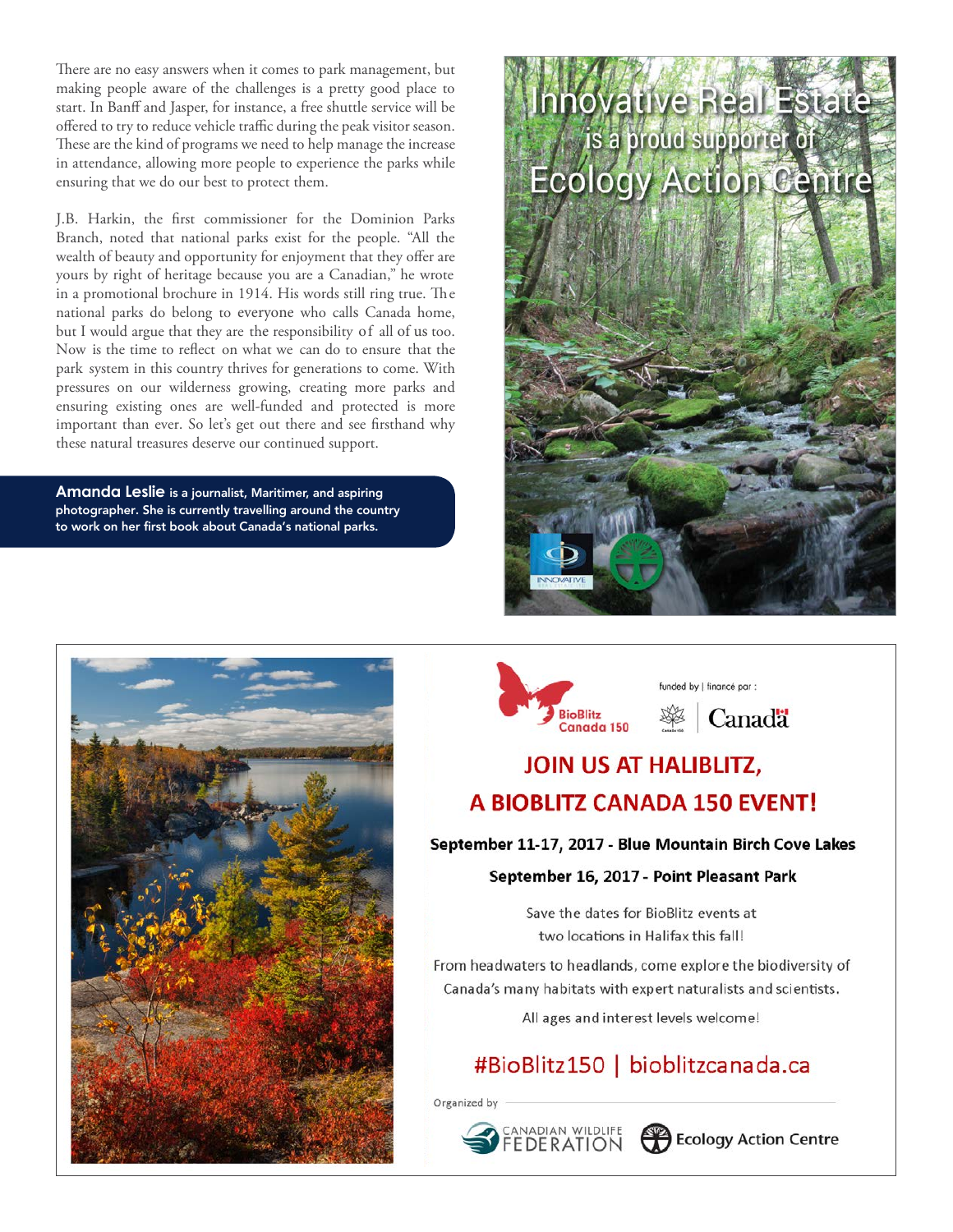There are no easy answers when it comes to park management, but making people aware of the challenges is a pretty good place to start. In Banff and Jasper, for instance, a free shuttle service will be offered to try to reduce vehicle traffic during the peak visitor season. These are the kind of programs we need to help manage the increase in attendance, allowing more people to experience the parks while ensuring that we do our best to protect them.

J.B. Harkin, the first commissioner for the Dominion Parks Branch, noted that national parks exist for the people. "All the wealth of beauty and opportunity for enjoyment that they offer are yours by right of heritage because you are a Canadian," he wrote in a promotional brochure in 1914. His words still ring true. The national parks do belong to everyone who calls Canada home, but I would argue that they are the responsibility of all of us too. Now is the time to reflect on what we can do to ensure that the park system in this country thrives for generations to come. With pressures on our wilderness growing, creating more parks and ensuring existing ones are well-funded and protected is more important than ever. So let's get out there and see firsthand why these natural treasures deserve our continued support.

**Amanda Leslie** is a journalist, Maritimer, and aspiring photographer. She is currently travelling around the country to work on her first book about Canada's national parks.

Innovative Real Estate is a proud supporter of Ecology Action Centre

INNOVATIVE

BioBlitz Canada 150

funded by | financé par :

Canada

## JOIN US AT HALIBLITZ, A BIOBLITZ CANADA 150 EVENT!

**September 11-17, 2017 - Blue Mountain Birch Cove Lakes**

**September 16, 2017 - Point Pleasant Park**

Save the dates for BioBlitz events at two locations in Halifax this fall!

From headwaters to headlands, come explore the biodiversity of Canada's many habitats with expert naturalists and scientists.

All ages and interest levels welcome!

#BioBlitz150 | bioblitzcanada.ca

Organized by

CANADIAN WILDLIFE FEDERATION

Ecology Action Centre